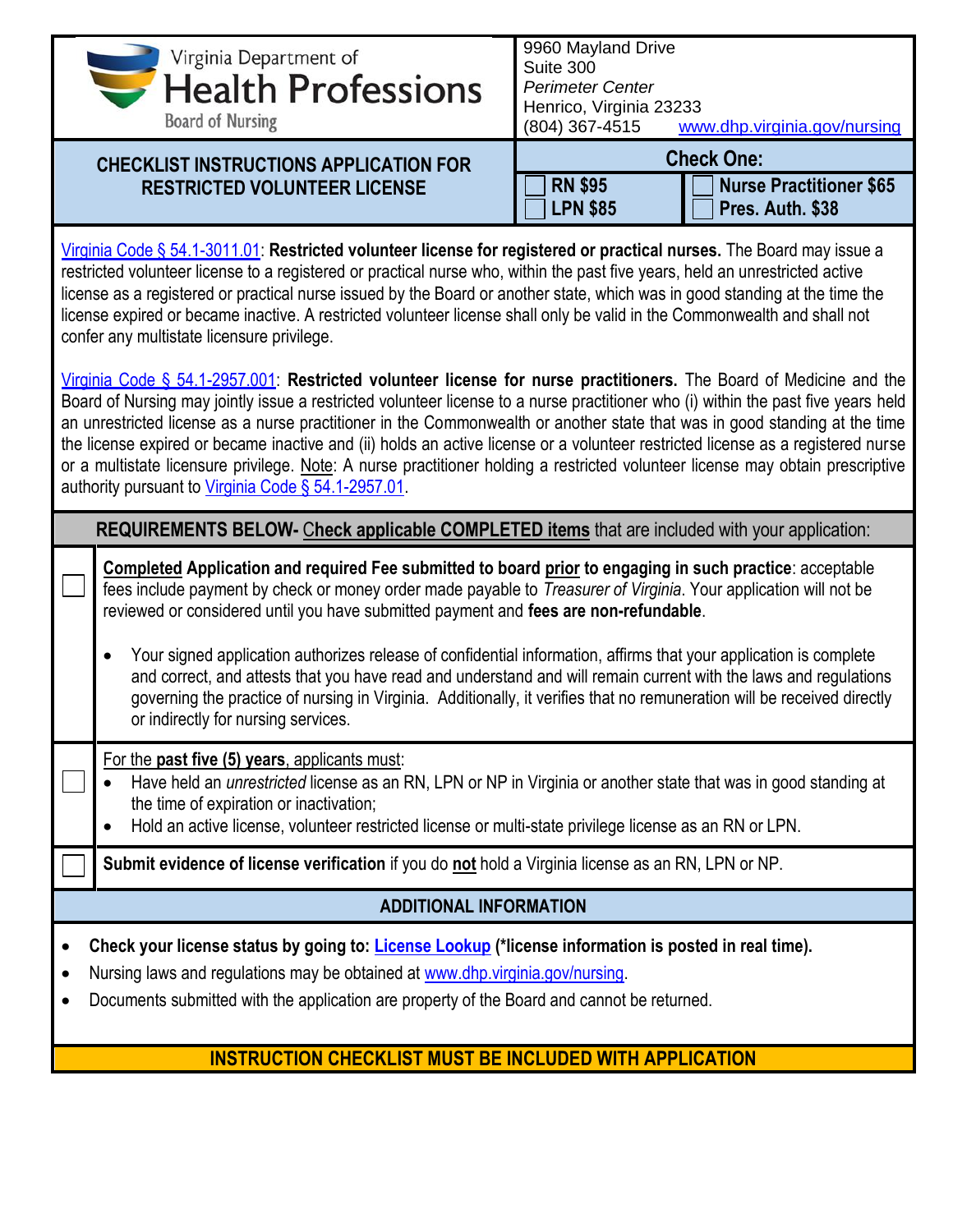Virginia Department of
# Health Professions
Board of Nursing

9960 Mayland Drive
Suite 300
*Perimeter Center*
Henrico, Virginia 23233
(804) 367-4515 www.dhp.virginia.gov/nursing

## CHECKLIST INSTRUCTIONS APPLICATION FOR RESTRICTED VOLUNTEER LICENSE

**Check One:**

- ☐ **RN $95**
- ☐ **LPN $85**
- ☐ **Nurse Practitioner $65**
- ☐ **Pres. Auth. $38**

Virginia Code § 54.1-3011.01: **Restricted volunteer license for registered or practical nurses.** The Board may issue a restricted volunteer license to a registered or practical nurse who, within the past five years, held an unrestricted active license as a registered or practical nurse issued by the Board or another state, which was in good standing at the time the license expired or became inactive. A restricted volunteer license shall only be valid in the Commonwealth and shall not confer any multistate licensure privilege.

Virginia Code § 54.1-2957.001: **Restricted volunteer license for nurse practitioners.** The Board of Medicine and the Board of Nursing may jointly issue a restricted volunteer license to a nurse practitioner who (i) within the past five years held an unrestricted license as a nurse practitioner in the Commonwealth or another state that was in good standing at the time the license expired or became inactive and (ii) holds an active license or a volunteer restricted license as a registered nurse or a multistate licensure privilege. Note: A nurse practitioner holding a restricted volunteer license may obtain prescriptive authority pursuant to Virginia Code § 54.1-2957.01.

### REQUIREMENTS BELOW- Check applicable COMPLETED items that are included with your application:

☐ **Completed Application and required Fee submitted to board prior to engaging in such practice**: acceptable fees include payment by check or money order made payable to *Treasurer of Virginia*. Your application will not be reviewed or considered until you have submitted payment and **fees are non-refundable**.

- Your signed application authorizes release of confidential information, affirms that your application is complete and correct, and attests that you have read and understand and will remain current with the laws and regulations governing the practice of nursing in Virginia. Additionally, it verifies that no remuneration will be received directly or indirectly for nursing services.

☐ For the **past five (5) years**, applicants must:

- Have held an *unrestricted* license as an RN, LPN or NP in Virginia or another state that was in good standing at the time of expiration or inactivation;
- Hold an active license, volunteer restricted license or multi-state privilege license as an RN or LPN.

☐ **Submit evidence of license verification** if you do **not** hold a Virginia license as an RN, LPN or NP.

### ADDITIONAL INFORMATION

- **Check your license status by going to: License Lookup (\*license information is posted in real time).**
- Nursing laws and regulations may be obtained at www.dhp.virginia.gov/nursing.
- Documents submitted with the application are property of the Board and cannot be returned.

**INSTRUCTION CHECKLIST MUST BE INCLUDED WITH APPLICATION**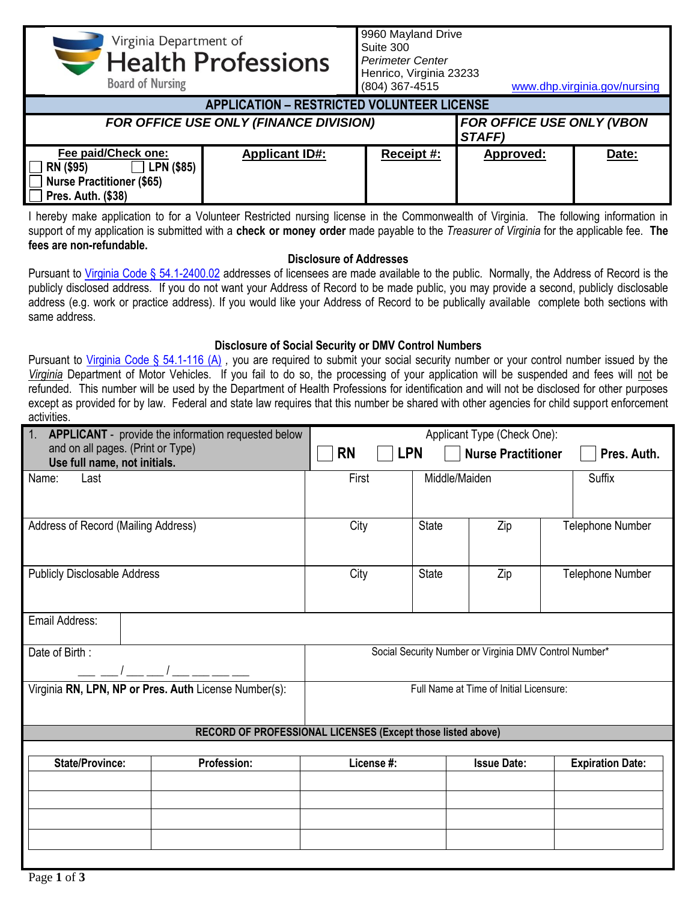Virginia Department of
# Health Professions
Board of Nursing

9960 Mayland Drive
Suite 300
*Perimeter Center*
Henrico, Virginia 23233
(804) 367-4515
www.dhp.virginia.gov/nursing

## APPLICATION – RESTRICTED VOLUNTEER LICENSE

| *FOR OFFICE USE ONLY (FINANCE DIVISION)* | | | *FOR OFFICE USE ONLY (VBON STAFF)* | |
|---|---|---|---|---|
| **Fee paid/Check one:** ☐ **RN ($95)** ☐ **LPN ($85)** ☐ **Nurse Practitioner ($65)** ☐ **Pres. Auth. ($38)** | **Applicant ID#:** | **Receipt #:** | **Approved:** | **Date:** |

I hereby make application to for a Volunteer Restricted nursing license in the Commonwealth of Virginia. The following information in support of my application is submitted with a **check or money order** made payable to the *Treasurer of Virginia* for the applicable fee. **The fees are non-refundable.**

**Disclosure of Addresses**

Pursuant to Virginia Code § 54.1-2400.02 addresses of licensees are made available to the public. Normally, the Address of Record is the publicly disclosed address. If you do not want your Address of Record to be made public, you may provide a second, publicly disclosable address (e.g. work or practice address). If you would like your Address of Record to be publically available complete both sections with same address.

**Disclosure of Social Security or DMV Control Numbers**

Pursuant to Virginia Code § 54.1-116 (A) , you are required to submit your social security number or your control number issued by the *Virginia* Department of Motor Vehicles. If you fail to do so, the processing of your application will be suspended and fees will not be refunded. This number will be used by the Department of Health Professions for identification and will not be disclosed for other purposes except as provided for by law. Federal and state law requires that this number be shared with other agencies for child support enforcement activities.

| 1. **APPLICANT** - provide the information requested below and on all pages. (Print or Type) **Use full name, not initials.** | Applicant Type (Check One): ☐ **RN** ☐ **LPN** ☐ **Nurse Practitioner** ☐ **Pres. Auth.** | | | |
|---|---|---|---|---|
| Name: Last | First | Middle/Maiden | | Suffix |
| Address of Record (Mailing Address) | City | State | Zip | Telephone Number |
| Publicly Disclosable Address | City | State | Zip | Telephone Number |
| Email Address: | | | | |
| Date of Birth : ___ ___ / ___ ___ / ___ ___ ___ ___ | Social Security Number or Virginia DMV Control Number* | | | |
| Virginia **RN, LPN, NP or Pres. Auth** License Number(s): | Full Name at Time of Initial Licensure: | | | |

**RECORD OF PROFESSIONAL LICENSES (Except those listed above)**

| State/Province: | Profession: | License #: | Issue Date: | Expiration Date: |
|---|---|---|---|---|
| | | | | |
| | | | | |
| | | | | |
| | | | | |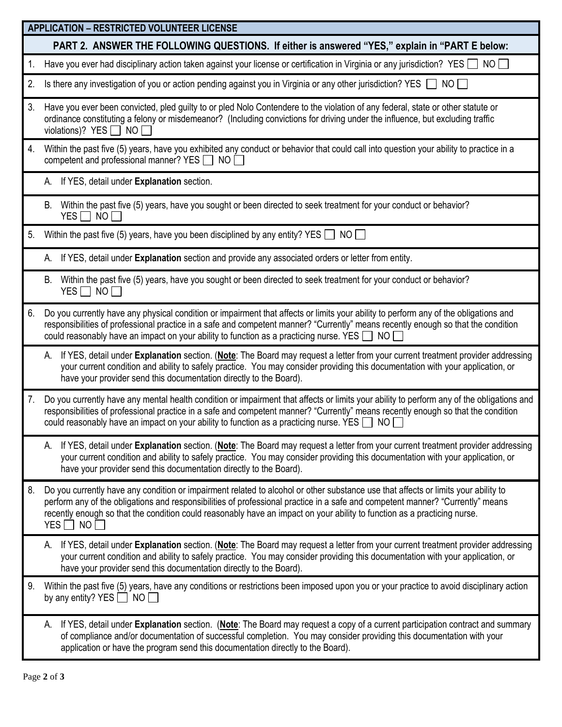## APPLICATION – RESTRICTED VOLUNTEER LICENSE

### PART 2. ANSWER THE FOLLOWING QUESTIONS. If either is answered "YES," explain in "PART E below:

1. Have you ever had disciplinary action taken against your license or certification in Virginia or any jurisdiction? YES ☐ NO ☐

2. Is there any investigation of you or action pending against you in Virginia or any other jurisdiction? YES ☐ NO ☐

3. Have you ever been convicted, pled guilty to or pled Nolo Contendere to the violation of any federal, state or other statute or ordinance constituting a felony or misdemeanor? (Including convictions for driving under the influence, but excluding traffic violations)? YES ☐ NO ☐

4. Within the past five (5) years, have you exhibited any conduct or behavior that could call into question your ability to practice in a competent and professional manner? YES ☐ NO ☐

   A. If YES, detail under **Explanation** section.

   B. Within the past five (5) years, have you sought or been directed to seek treatment for your conduct or behavior? YES ☐ NO ☐

5. Within the past five (5) years, have you been disciplined by any entity? YES ☐ NO ☐

   A. If YES, detail under **Explanation** section and provide any associated orders or letter from entity.

   B. Within the past five (5) years, have you sought or been directed to seek treatment for your conduct or behavior? YES ☐ NO ☐

6. Do you currently have any physical condition or impairment that affects or limits your ability to perform any of the obligations and responsibilities of professional practice in a safe and competent manner? "Currently" means recently enough so that the condition could reasonably have an impact on your ability to function as a practicing nurse. YES ☐ NO ☐

   A. If YES, detail under **Explanation** section. (**Note**: The Board may request a letter from your current treatment provider addressing your current condition and ability to safely practice. You may consider providing this documentation with your application, or have your provider send this documentation directly to the Board).

7. Do you currently have any mental health condition or impairment that affects or limits your ability to perform any of the obligations and responsibilities of professional practice in a safe and competent manner? "Currently" means recently enough so that the condition could reasonably have an impact on your ability to function as a practicing nurse. YES ☐ NO ☐

   A. If YES, detail under **Explanation** section. (**Note**: The Board may request a letter from your current treatment provider addressing your current condition and ability to safely practice. You may consider providing this documentation with your application, or have your provider send this documentation directly to the Board).

8. Do you currently have any condition or impairment related to alcohol or other substance use that affects or limits your ability to perform any of the obligations and responsibilities of professional practice in a safe and competent manner? "Currently" means recently enough so that the condition could reasonably have an impact on your ability to function as a practicing nurse. YES ☐ NO ☐

   A. If YES, detail under **Explanation** section. (**Note**: The Board may request a letter from your current treatment provider addressing your current condition and ability to safely practice. You may consider providing this documentation with your application, or have your provider send this documentation directly to the Board).

9. Within the past five (5) years, have any conditions or restrictions been imposed upon you or your practice to avoid disciplinary action by any entity? YES ☐ NO ☐

   A. If YES, detail under **Explanation** section. (**Note**: The Board may request a copy of a current participation contract and summary of compliance and/or documentation of successful completion. You may consider providing this documentation with your application or have the program send this documentation directly to the Board).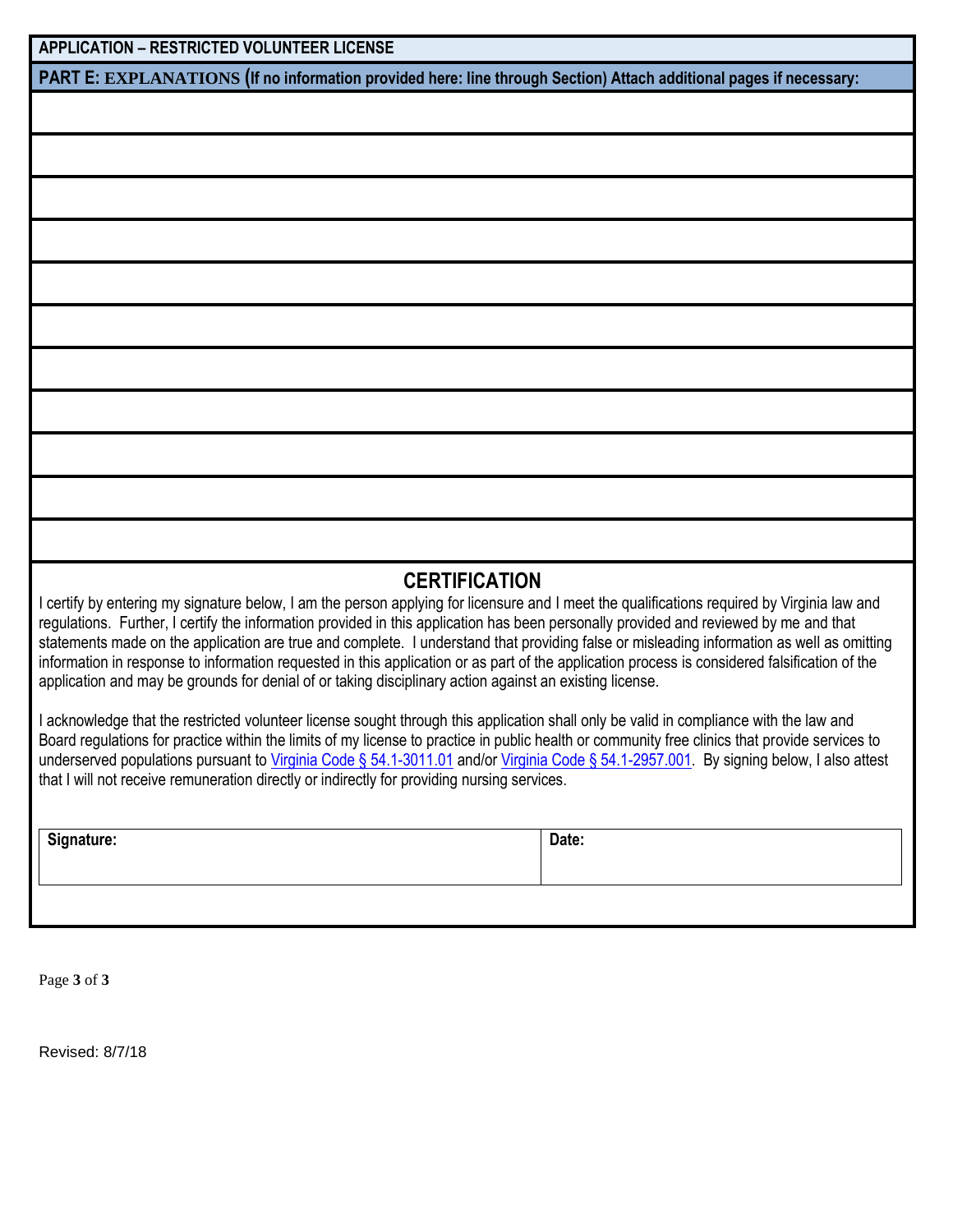**APPLICATION – RESTRICTED VOLUNTEER LICENSE**

**PART E: EXPLANATIONS (If no information provided here: line through Section) Attach additional pages if necessary:**

## CERTIFICATION

I certify by entering my signature below, I am the person applying for licensure and I meet the qualifications required by Virginia law and regulations. Further, I certify the information provided in this application has been personally provided and reviewed by me and that statements made on the application are true and complete. I understand that providing false or misleading information as well as omitting information in response to information requested in this application or as part of the application process is considered falsification of the application and may be grounds for denial of or taking disciplinary action against an existing license.

I acknowledge that the restricted volunteer license sought through this application shall only be valid in compliance with the law and Board regulations for practice within the limits of my license to practice in public health or community free clinics that provide services to underserved populations pursuant to Virginia Code § 54.1-3011.01 and/or Virginia Code § 54.1-2957.001. By signing below, I also attest that I will not receive remuneration directly or indirectly for providing nursing services.

| | |
|---|---|
| **Signature:** | **Date:** |

Revised: 8/7/18